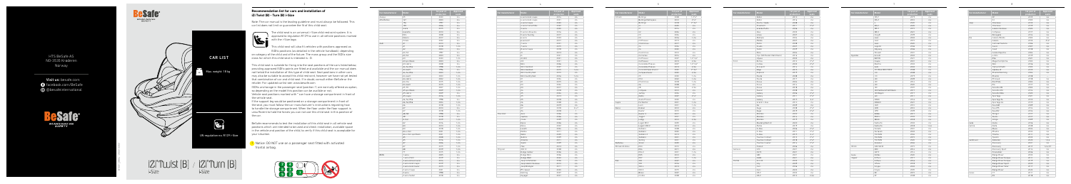HTS BeSafe AS
NO-3535 Krøderen
Norway

Visit us: besafe.com
facebook.com/BeSafe
@besafeinternational

BeSafe® SCANDINAVIAN SAFETY

CAR LIST

Max. weight 18 kg

UN regulation no. R129 i-Size

iZi Twist (B) i-Size
iZi Turn (B) i-Size

## Recommendation list for cars and installation of iZi Twist (B) - Turn (B) i-Size

Note: The car manual is the leading guideline and must always be followed. This car list does not list or guarantee the fit of this child seat.

The child seat is an universal i-Size child restraint system. It is approved to regulation R129 for use in all vehicle positions marked with the i-Size logo.

This child seat will also fit vehicles with positions approved as ISOfix positions (as detailed in the vehicle handbook), depending on category of the child and of the fixture. The size group and the ISOfix size class for which this child seat is intended is: D.

Before recommending to test the installation of this child seat in all vehicle seat positions which are intended to be used and check installation, available space in the vehicle and position of the child, to verify if this child seat is acceptable for your situation.

Notice: DO NOT use on a passenger seat fitted with activated frontal airbag.